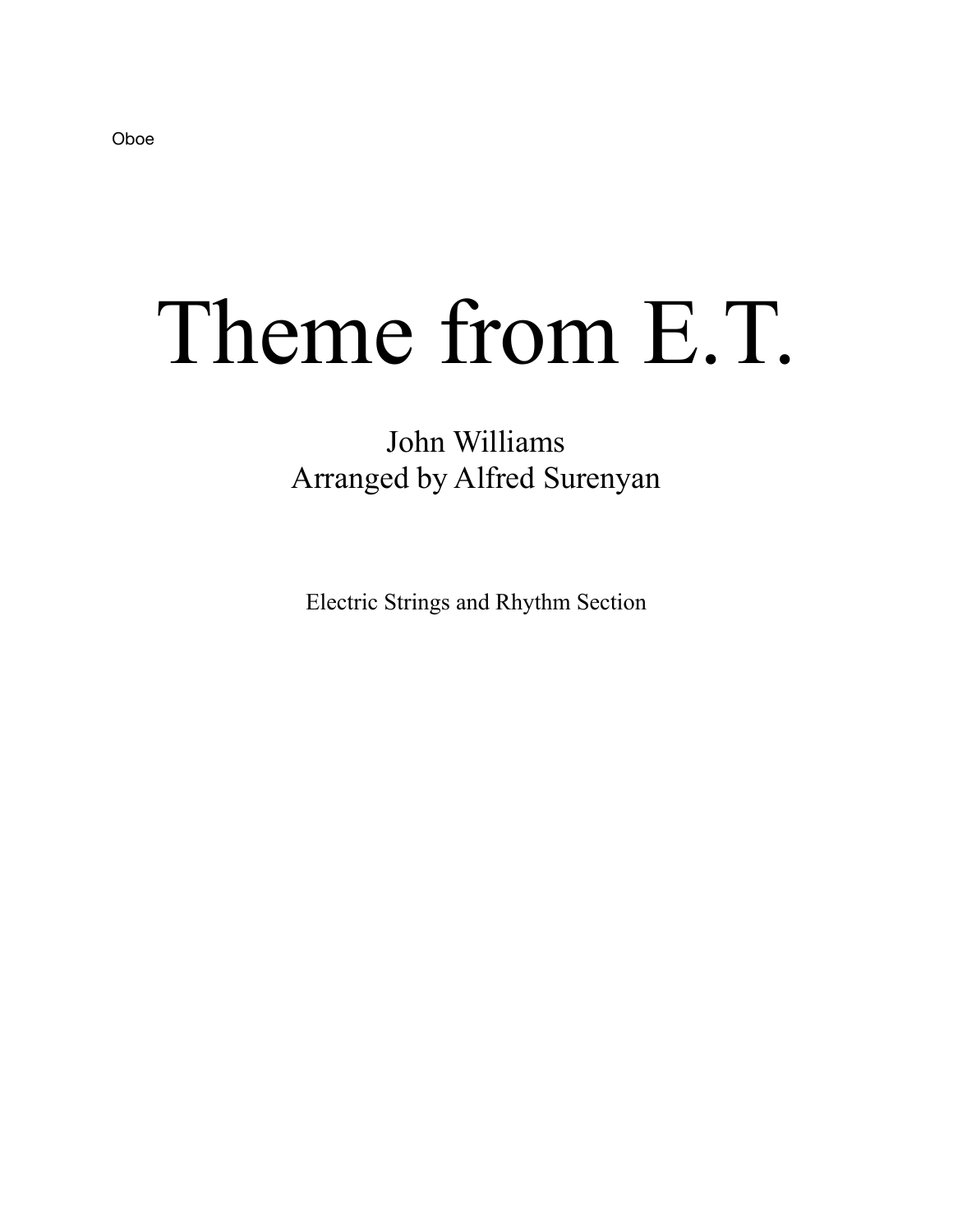Oboe

# Theme from E.T.

John Williams
Arranged by Alfred Surenyan

Electric Strings and Rhythm Section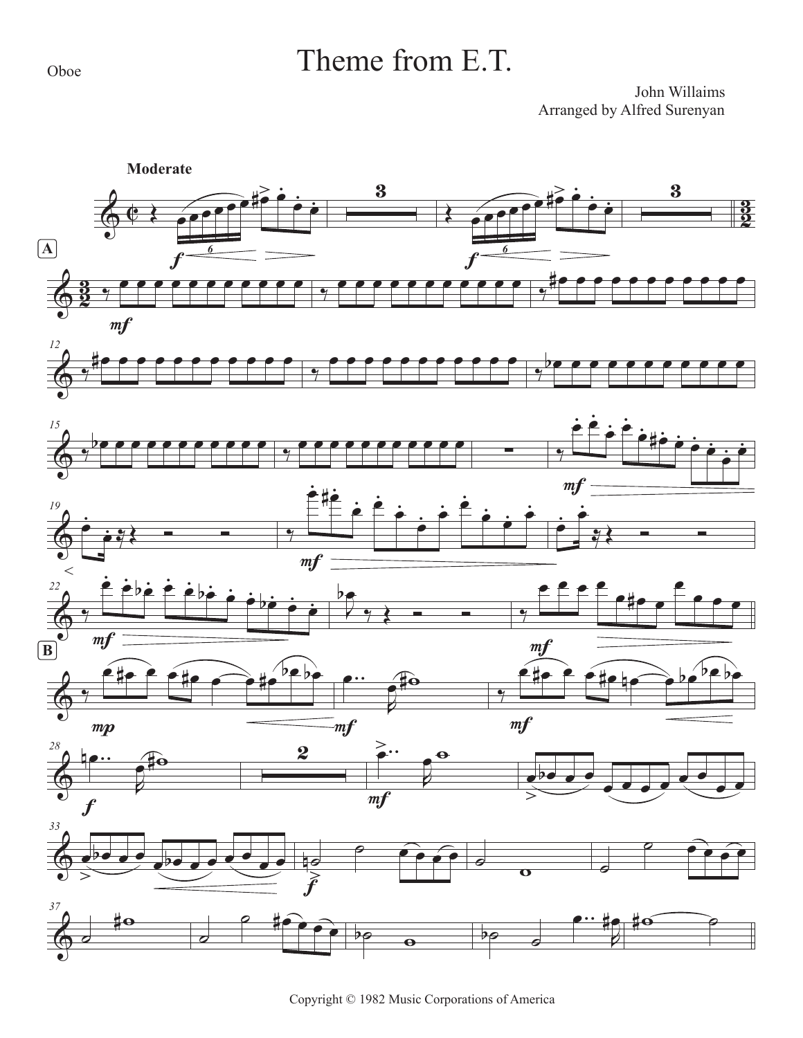Oboe

# Theme from E.T.

John Willaims
Arranged by Alfred Surenyan

Copyright © 1982 Music Corporations of America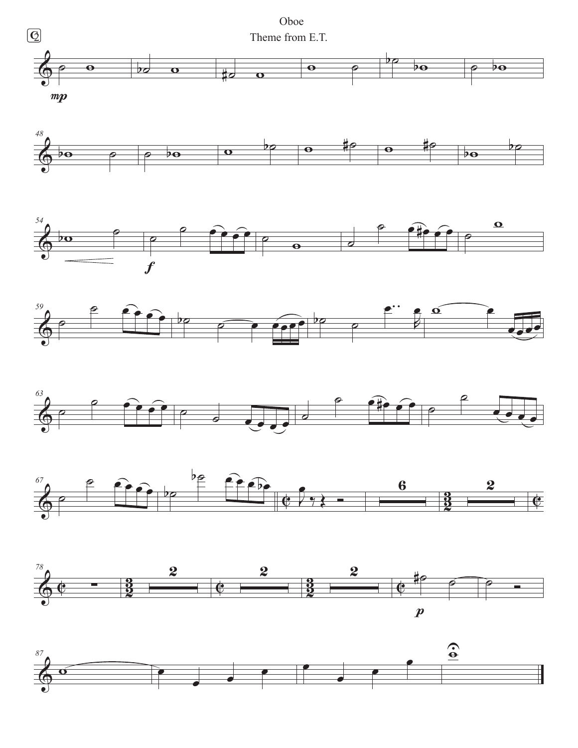Oboe

# Theme from E.T.